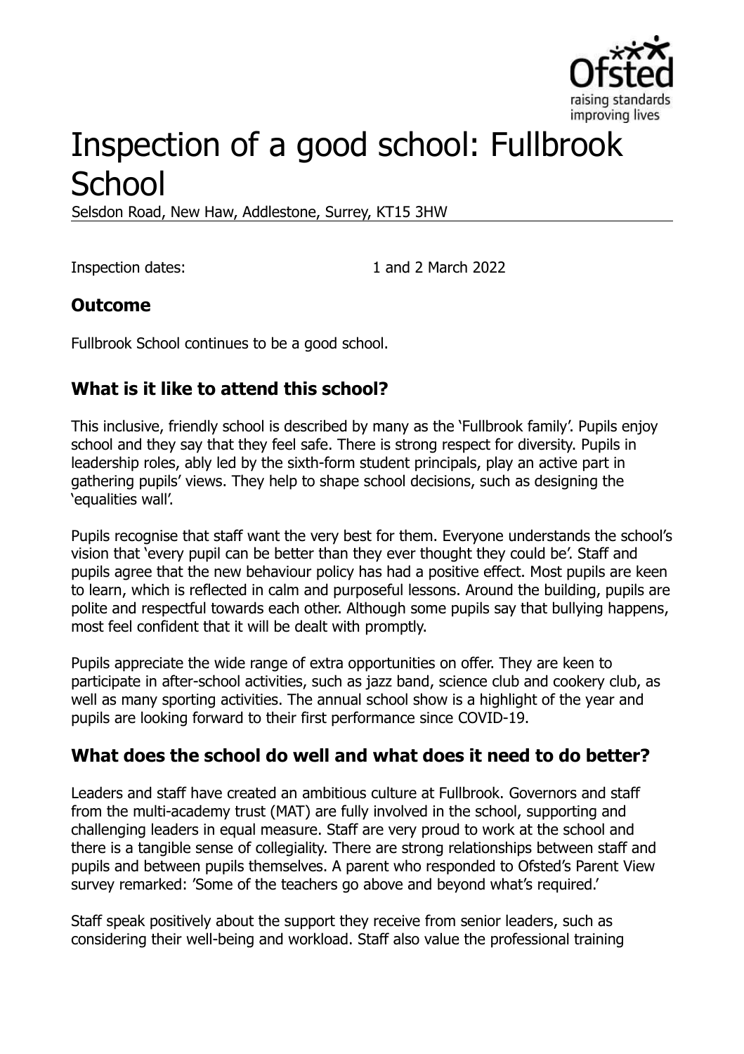# Inspection of a good school: Fullbrook School

Selsdon Road, New Haw, Addlestone, Surrey, KT15 3HW

Inspection dates: 1 and 2 March 2022

## Outcome

Fullbrook School continues to be a good school.

## What is it like to attend this school?

This inclusive, friendly school is described by many as the 'Fullbrook family'. Pupils enjoy school and they say that they feel safe. There is strong respect for diversity. Pupils in leadership roles, ably led by the sixth-form student principals, play an active part in gathering pupils' views. They help to shape school decisions, such as designing the 'equalities wall'.

Pupils recognise that staff want the very best for them. Everyone understands the school's vision that 'every pupil can be better than they ever thought they could be'. Staff and pupils agree that the new behaviour policy has had a positive effect. Most pupils are keen to learn, which is reflected in calm and purposeful lessons. Around the building, pupils are polite and respectful towards each other. Although some pupils say that bullying happens, most feel confident that it will be dealt with promptly.

Pupils appreciate the wide range of extra opportunities on offer. They are keen to participate in after-school activities, such as jazz band, science club and cookery club, as well as many sporting activities. The annual school show is a highlight of the year and pupils are looking forward to their first performance since COVID-19.

## What does the school do well and what does it need to do better?

Leaders and staff have created an ambitious culture at Fullbrook. Governors and staff from the multi-academy trust (MAT) are fully involved in the school, supporting and challenging leaders in equal measure. Staff are very proud to work at the school and there is a tangible sense of collegiality. There are strong relationships between staff and pupils and between pupils themselves. A parent who responded to Ofsted's Parent View survey remarked: 'Some of the teachers go above and beyond what's required.'

Staff speak positively about the support they receive from senior leaders, such as considering their well-being and workload. Staff also value the professional training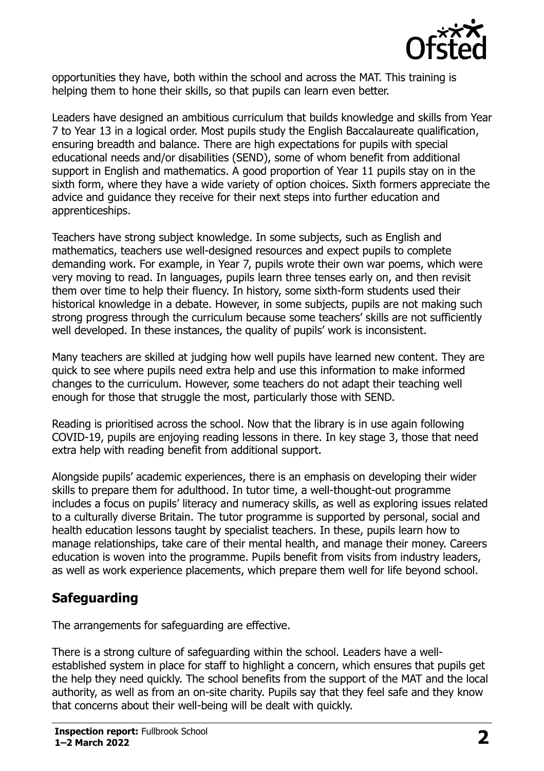opportunities they have, both within the school and across the MAT. This training is helping them to hone their skills, so that pupils can learn even better.

Leaders have designed an ambitious curriculum that builds knowledge and skills from Year 7 to Year 13 in a logical order. Most pupils study the English Baccalaureate qualification, ensuring breadth and balance. There are high expectations for pupils with special educational needs and/or disabilities (SEND), some of whom benefit from additional support in English and mathematics. A good proportion of Year 11 pupils stay on in the sixth form, where they have a wide variety of option choices. Sixth formers appreciate the advice and guidance they receive for their next steps into further education and apprenticeships.

Teachers have strong subject knowledge. In some subjects, such as English and mathematics, teachers use well-designed resources and expect pupils to complete demanding work. For example, in Year 7, pupils wrote their own war poems, which were very moving to read. In languages, pupils learn three tenses early on, and then revisit them over time to help their fluency. In history, some sixth-form students used their historical knowledge in a debate. However, in some subjects, pupils are not making such strong progress through the curriculum because some teachers' skills are not sufficiently well developed. In these instances, the quality of pupils' work is inconsistent.

Many teachers are skilled at judging how well pupils have learned new content. They are quick to see where pupils need extra help and use this information to make informed changes to the curriculum. However, some teachers do not adapt their teaching well enough for those that struggle the most, particularly those with SEND.

Reading is prioritised across the school. Now that the library is in use again following COVID-19, pupils are enjoying reading lessons in there. In key stage 3, those that need extra help with reading benefit from additional support.

Alongside pupils' academic experiences, there is an emphasis on developing their wider skills to prepare them for adulthood. In tutor time, a well-thought-out programme includes a focus on pupils' literacy and numeracy skills, as well as exploring issues related to a culturally diverse Britain. The tutor programme is supported by personal, social and health education lessons taught by specialist teachers. In these, pupils learn how to manage relationships, take care of their mental health, and manage their money. Careers education is woven into the programme. Pupils benefit from visits from industry leaders, as well as work experience placements, which prepare them well for life beyond school.

## Safeguarding

The arrangements for safeguarding are effective.

There is a strong culture of safeguarding within the school. Leaders have a well-established system in place for staff to highlight a concern, which ensures that pupils get the help they need quickly. The school benefits from the support of the MAT and the local authority, as well as from an on-site charity. Pupils say that they feel safe and they know that concerns about their well-being will be dealt with quickly.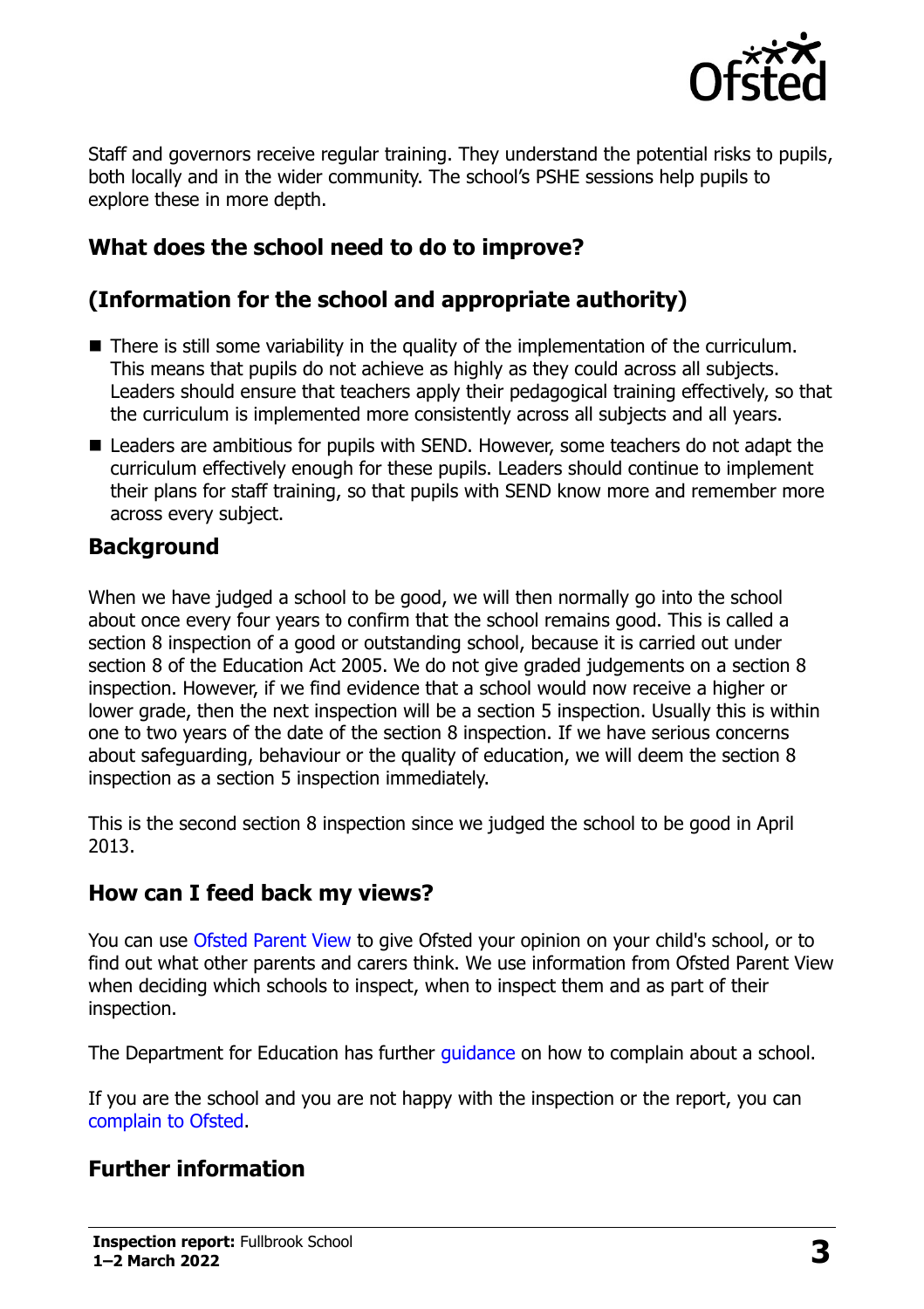Staff and governors receive regular training. They understand the potential risks to pupils, both locally and in the wider community. The school's PSHE sessions help pupils to explore these in more depth.

## What does the school need to do to improve?

## (Information for the school and appropriate authority)

- There is still some variability in the quality of the implementation of the curriculum. This means that pupils do not achieve as highly as they could across all subjects. Leaders should ensure that teachers apply their pedagogical training effectively, so that the curriculum is implemented more consistently across all subjects and all years.
- Leaders are ambitious for pupils with SEND. However, some teachers do not adapt the curriculum effectively enough for these pupils. Leaders should continue to implement their plans for staff training, so that pupils with SEND know more and remember more across every subject.

## Background

When we have judged a school to be good, we will then normally go into the school about once every four years to confirm that the school remains good. This is called a section 8 inspection of a good or outstanding school, because it is carried out under section 8 of the Education Act 2005. We do not give graded judgements on a section 8 inspection. However, if we find evidence that a school would now receive a higher or lower grade, then the next inspection will be a section 5 inspection. Usually this is within one to two years of the date of the section 8 inspection. If we have serious concerns about safeguarding, behaviour or the quality of education, we will deem the section 8 inspection as a section 5 inspection immediately.

This is the second section 8 inspection since we judged the school to be good in April 2013.

## How can I feed back my views?

You can use Ofsted Parent View to give Ofsted your opinion on your child's school, or to find out what other parents and carers think. We use information from Ofsted Parent View when deciding which schools to inspect, when to inspect them and as part of their inspection.

The Department for Education has further guidance on how to complain about a school.

If you are the school and you are not happy with the inspection or the report, you can complain to Ofsted.

## Further information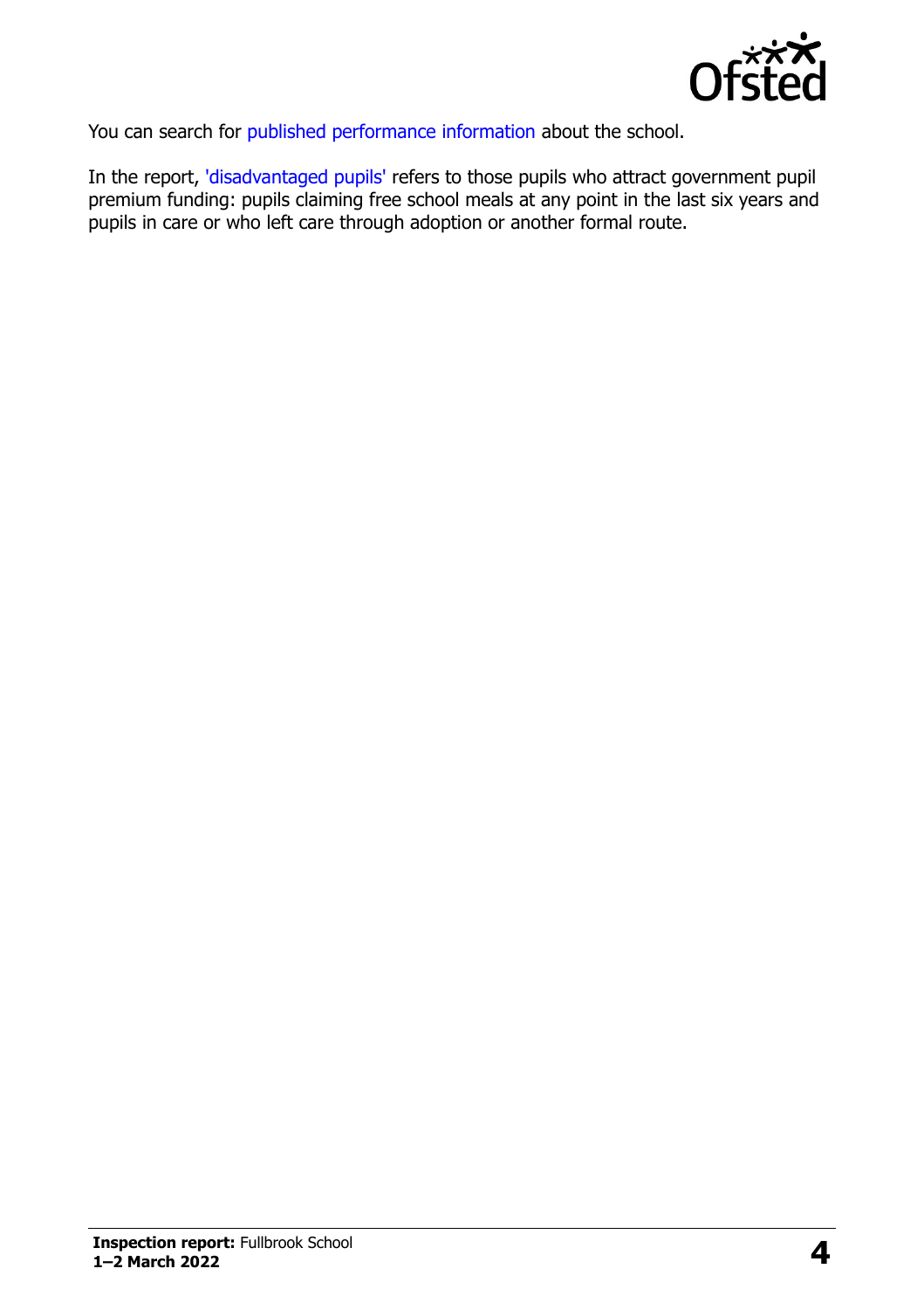You can search for published performance information about the school.

In the report, 'disadvantaged pupils' refers to those pupils who attract government pupil premium funding: pupils claiming free school meals at any point in the last six years and pupils in care or who left care through adoption or another formal route.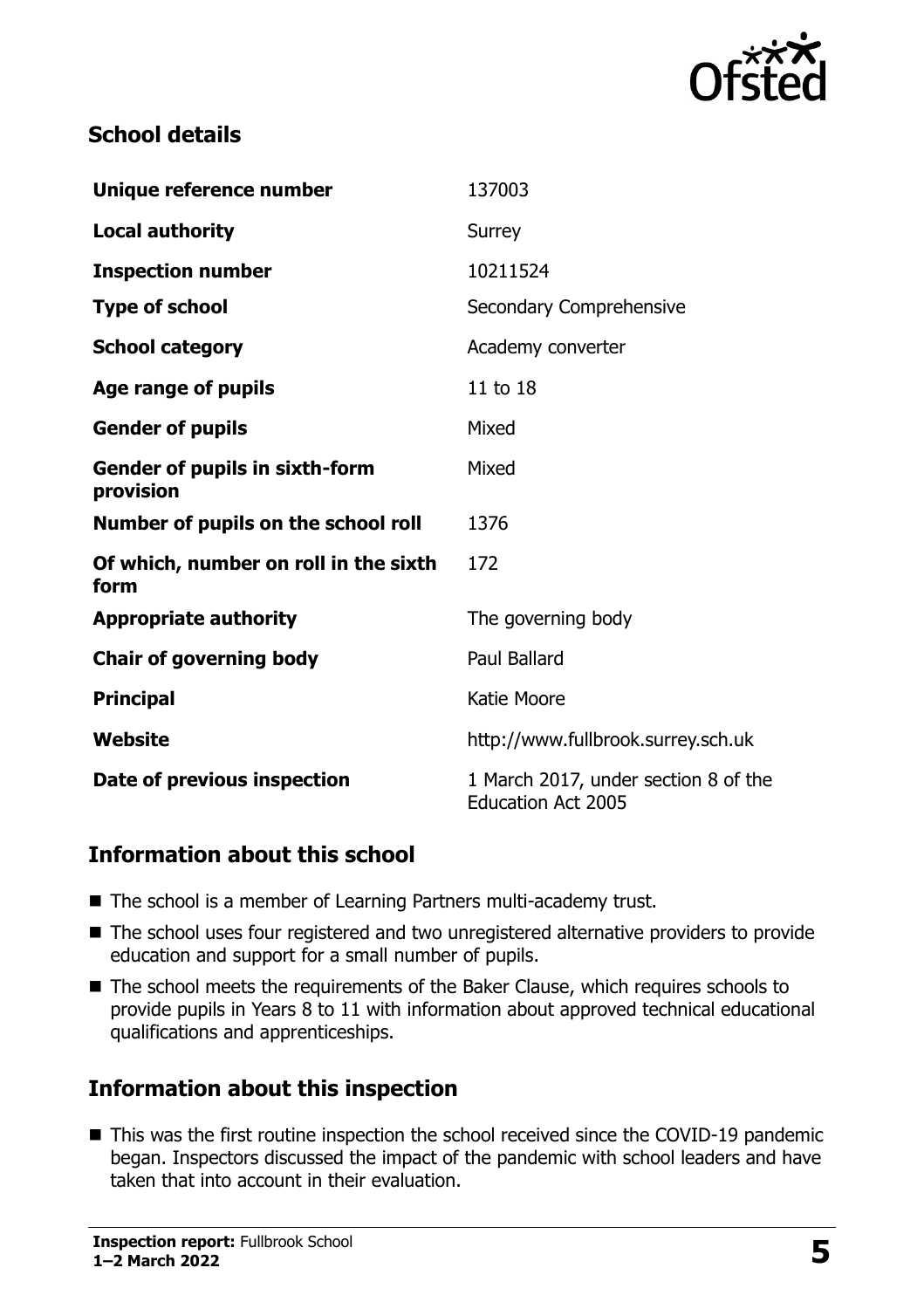## School details

| | |
|---|---|
| **Unique reference number** | 137003 |
| **Local authority** | Surrey |
| **Inspection number** | 10211524 |
| **Type of school** | Secondary Comprehensive |
| **School category** | Academy converter |
| **Age range of pupils** | 11 to 18 |
| **Gender of pupils** | Mixed |
| **Gender of pupils in sixth-form provision** | Mixed |
| **Number of pupils on the school roll** | 1376 |
| **Of which, number on roll in the sixth form** | 172 |
| **Appropriate authority** | The governing body |
| **Chair of governing body** | Paul Ballard |
| **Principal** | Katie Moore |
| **Website** | http://www.fullbrook.surrey.sch.uk |
| **Date of previous inspection** | 1 March 2017, under section 8 of the Education Act 2005 |

## Information about this school

- The school is a member of Learning Partners multi-academy trust.
- The school uses four registered and two unregistered alternative providers to provide education and support for a small number of pupils.
- The school meets the requirements of the Baker Clause, which requires schools to provide pupils in Years 8 to 11 with information about approved technical educational qualifications and apprenticeships.

## Information about this inspection

- This was the first routine inspection the school received since the COVID-19 pandemic began. Inspectors discussed the impact of the pandemic with school leaders and have taken that into account in their evaluation.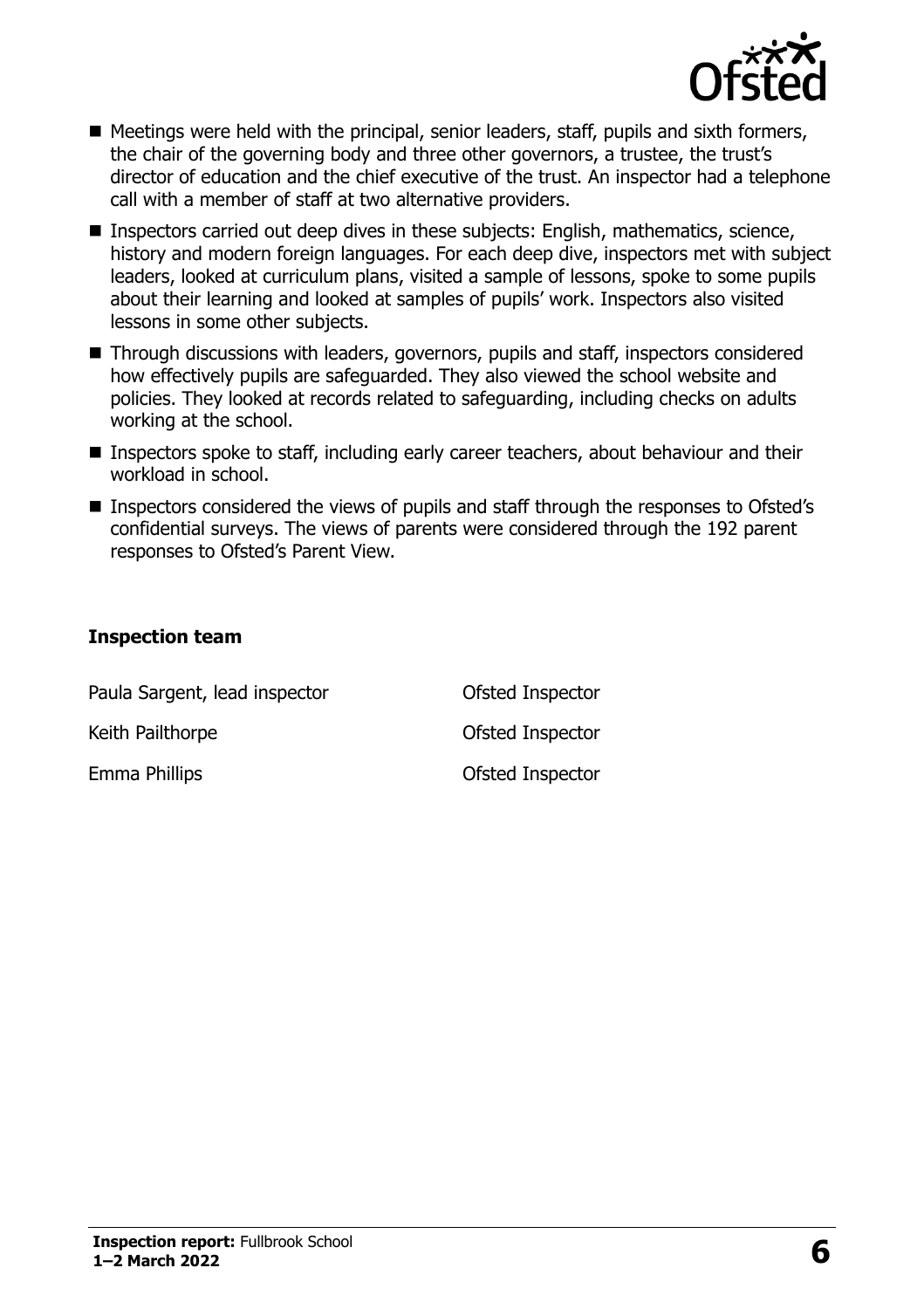- Meetings were held with the principal, senior leaders, staff, pupils and sixth formers, the chair of the governing body and three other governors, a trustee, the trust's director of education and the chief executive of the trust. An inspector had a telephone call with a member of staff at two alternative providers.
- Inspectors carried out deep dives in these subjects: English, mathematics, science, history and modern foreign languages. For each deep dive, inspectors met with subject leaders, looked at curriculum plans, visited a sample of lessons, spoke to some pupils about their learning and looked at samples of pupils' work. Inspectors also visited lessons in some other subjects.
- Through discussions with leaders, governors, pupils and staff, inspectors considered how effectively pupils are safeguarded. They also viewed the school website and policies. They looked at records related to safeguarding, including checks on adults working at the school.
- Inspectors spoke to staff, including early career teachers, about behaviour and their workload in school.
- Inspectors considered the views of pupils and staff through the responses to Ofsted's confidential surveys. The views of parents were considered through the 192 parent responses to Ofsted's Parent View.

### Inspection team

| | |
|---|---|
| Paula Sargent, lead inspector | Ofsted Inspector |
| Keith Pailthorpe | Ofsted Inspector |
| Emma Phillips | Ofsted Inspector |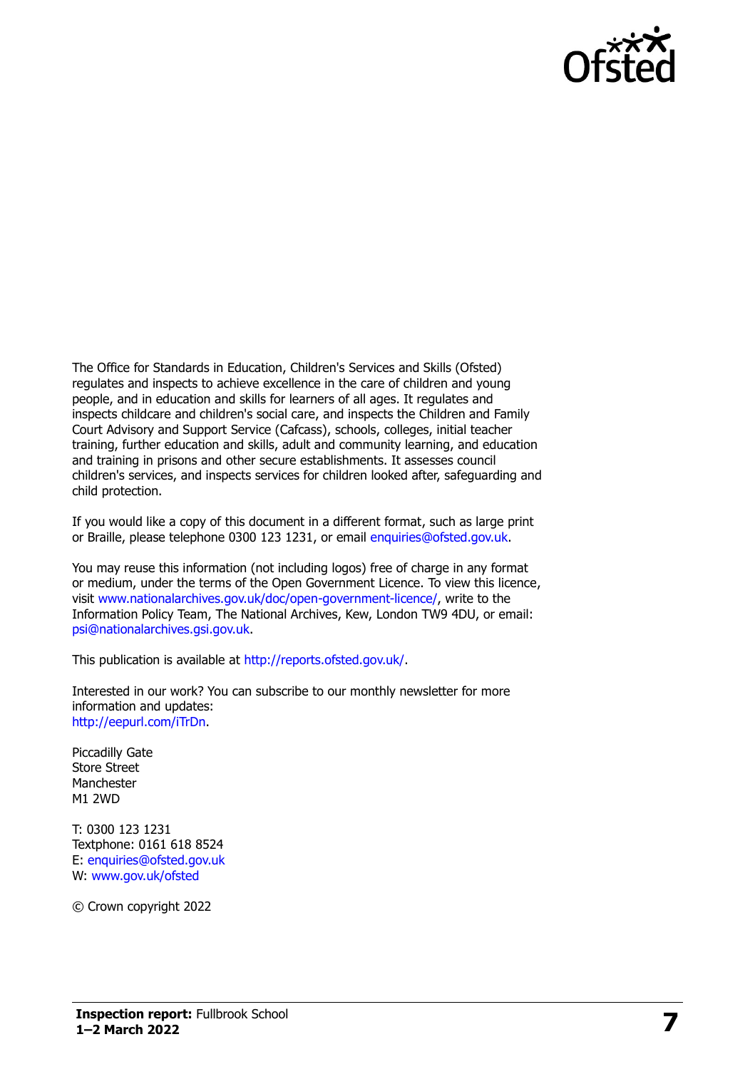The Office for Standards in Education, Children's Services and Skills (Ofsted) regulates and inspects to achieve excellence in the care of children and young people, and in education and skills for learners of all ages. It regulates and inspects childcare and children's social care, and inspects the Children and Family Court Advisory and Support Service (Cafcass), schools, colleges, initial teacher training, further education and skills, adult and community learning, and education and training in prisons and other secure establishments. It assesses council children's services, and inspects services for children looked after, safeguarding and child protection.

If you would like a copy of this document in a different format, such as large print or Braille, please telephone 0300 123 1231, or email enquiries@ofsted.gov.uk.

You may reuse this information (not including logos) free of charge in any format or medium, under the terms of the Open Government Licence. To view this licence, visit www.nationalarchives.gov.uk/doc/open-government-licence/, write to the Information Policy Team, The National Archives, Kew, London TW9 4DU, or email: psi@nationalarchives.gsi.gov.uk.

This publication is available at http://reports.ofsted.gov.uk/.

Interested in our work? You can subscribe to our monthly newsletter for more information and updates:
http://eepurl.com/iTrDn.

Piccadilly Gate
Store Street
Manchester
M1 2WD

T: 0300 123 1231
Textphone: 0161 618 8524
E: enquiries@ofsted.gov.uk
W: www.gov.uk/ofsted

© Crown copyright 2022